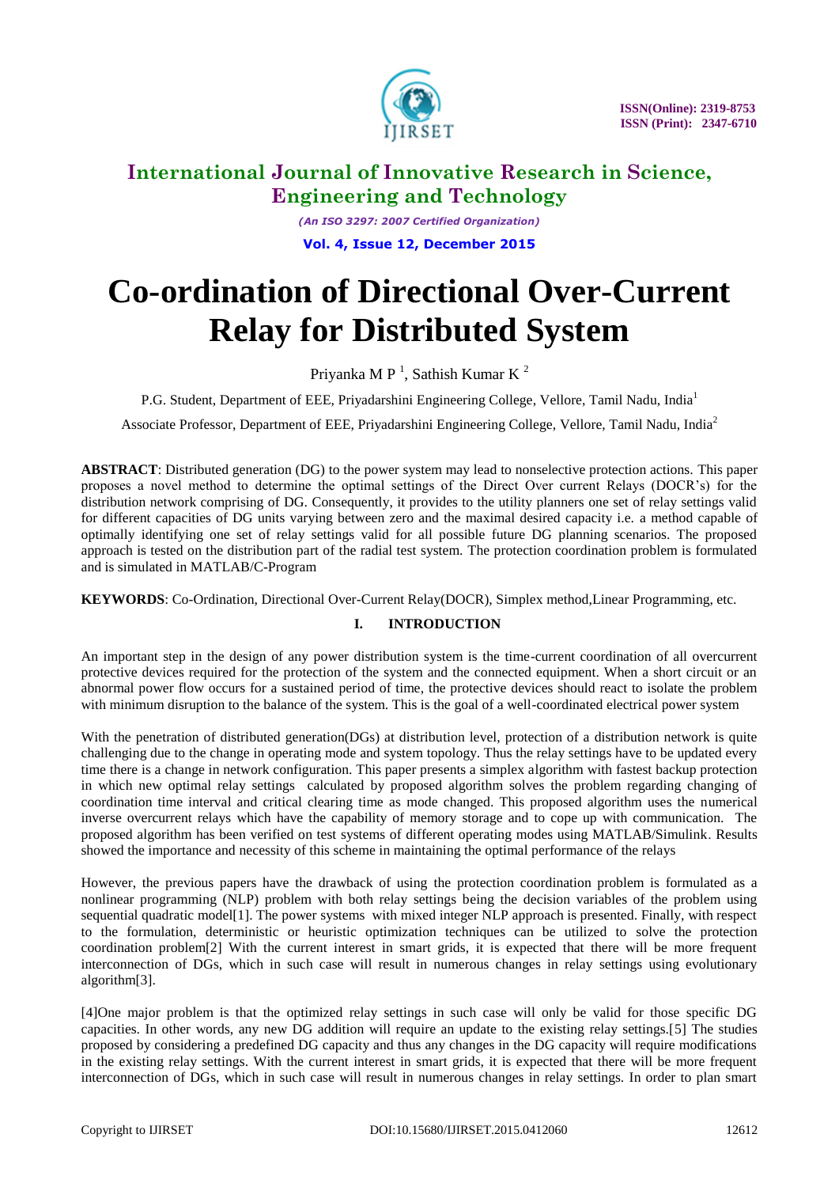# Co-ordination of Directional Over-Current Relay for Distributed System

Priyanka M P [1], Sathish Kumar K [2]

P.G. Student, Department of EEE, Priyadarshini Engineering College, Vellore, Tamil Nadu, India[1]

Associate Professor, Department of EEE, Priyadarshini Engineering College, Vellore, Tamil Nadu, India[2]

**ABSTRACT**: Distributed generation (DG) to the power system may lead to nonselective protection actions. This paper proposes a novel method to determine the optimal settings of the Direct Over current Relays (DOCR's) for the distribution network comprising of DG. Consequently, it provides to the utility planners one set of relay settings valid for different capacities of DG units varying between zero and the maximal desired capacity i.e. a method capable of optimally identifying one set of relay settings valid for all possible future DG planning scenarios. The proposed approach is tested on the distribution part of the radial test system. The protection coordination problem is formulated and is simulated in MATLAB/C-Program

**KEYWORDS**: Co-Ordination, Directional Over-Current Relay(DOCR), Simplex method,Linear Programming, etc.

## I. INTRODUCTION

An important step in the design of any power distribution system is the time-current coordination of all overcurrent protective devices required for the protection of the system and the connected equipment. When a short circuit or an abnormal power flow occurs for a sustained period of time, the protective devices should react to isolate the problem with minimum disruption to the balance of the system. This is the goal of a well-coordinated electrical power system

With the penetration of distributed generation(DGs) at distribution level, protection of a distribution network is quite challenging due to the change in operating mode and system topology. Thus the relay settings have to be updated every time there is a change in network configuration. This paper presents a simplex algorithm with fastest backup protection in which new optimal relay settings calculated by proposed algorithm solves the problem regarding changing of coordination time interval and critical clearing time as mode changed. This proposed algorithm uses the numerical inverse overcurrent relays which have the capability of memory storage and to cope up with communication. The proposed algorithm has been verified on test systems of different operating modes using MATLAB/Simulink. Results showed the importance and necessity of this scheme in maintaining the optimal performance of the relays

However, the previous papers have the drawback of using the protection coordination problem is formulated as a nonlinear programming (NLP) problem with both relay settings being the decision variables of the problem using sequential quadratic model[1]. The power systems with mixed integer NLP approach is presented. Finally, with respect to the formulation, deterministic or heuristic optimization techniques can be utilized to solve the protection coordination problem[2] With the current interest in smart grids, it is expected that there will be more frequent interconnection of DGs, which in such case will result in numerous changes in relay settings using evolutionary algorithm[3].

[4]One major problem is that the optimized relay settings in such case will only be valid for those specific DG capacities. In other words, any new DG addition will require an update to the existing relay settings.[5] The studies proposed by considering a predefined DG capacity and thus any changes in the DG capacity will require modifications in the existing relay settings. With the current interest in smart grids, it is expected that there will be more frequent interconnection of DGs, which in such case will result in numerous changes in relay settings. In order to plan smart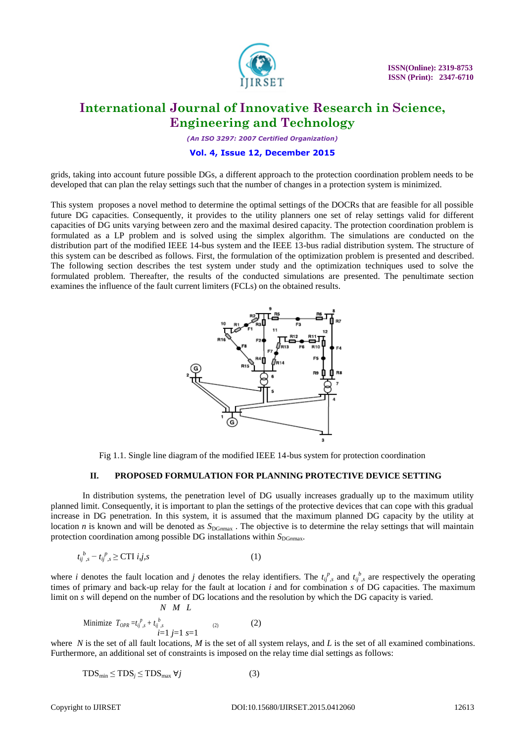grids, taking into account future possible DGs, a different approach to the protection coordination problem needs to be developed that can plan the relay settings such that the number of changes in a protection system is minimized.

This system proposes a novel method to determine the optimal settings of the DOCRs that are feasible for all possible future DG capacities. Consequently, it provides to the utility planners one set of relay settings valid for different capacities of DG units varying between zero and the maximal desired capacity. The protection coordination problem is formulated as a LP problem and is solved using the simplex algorithm. The simulations are conducted on the distribution part of the modified IEEE 14-bus system and the IEEE 13-bus radial distribution system. The structure of this system can be described as follows. First, the formulation of the optimization problem is presented and described. The following section describes the test system under study and the optimization techniques used to solve the formulated problem. Thereafter, the results of the conducted simulations are presented. The penultimate section examines the influence of the fault current limiters (FCLs) on the obtained results.

Fig 1.1. Single line diagram of the modified IEEE 14-bus system for protection coordination

## II. PROPOSED FORMULATION FOR PLANNING PROTECTIVE DEVICE SETTING

In distribution systems, the penetration level of DG usually increases gradually up to the maximum utility planned limit. Consequently, it is important to plan the settings of the protective devices that can cope with this gradual increase in DG penetration. In this system, it is assumed that the maximum planned DG capacity by the utility at location $n$ is known and will be denoted as $S_{DGn\max}$ . The objective is to determine the relay settings that will maintain protection coordination among possible DG installations within $S_{DGn\max}$.

$$t_{ij,s}^{b} - t_{ij,s}^{p} \geq \text{CTI} \quad i,j,s \tag{1}$$

where $i$ denotes the fault location and $j$ denotes the relay identifiers. The $t_{ij,s}^{p}$ and $t_{ij,s}^{b}$ are respectively the operating times of primary and back-up relay for the fault at location $i$ and for combination $s$ of DG capacities. The maximum limit on $s$ will depend on the number of DG locations and the resolution by which the DG capacity is varied.

$$\text{Minimize } T_{OPR} = \sum_{i=1}^{N} \sum_{j=1}^{M} \sum_{s=1}^{L} t_{ij,s}^{p} + t_{ij,s}^{b} \tag{2}$$

where $N$ is the set of all fault locations, $M$ is the set of all system relays, and $L$ is the set of all examined combinations. Furthermore, an additional set of constraints is imposed on the relay time dial settings as follows:

$$\text{TDS}_{\min} \leq \text{TDS}_{j} \leq \text{TDS}_{\max} \; \forall j \tag{3}$$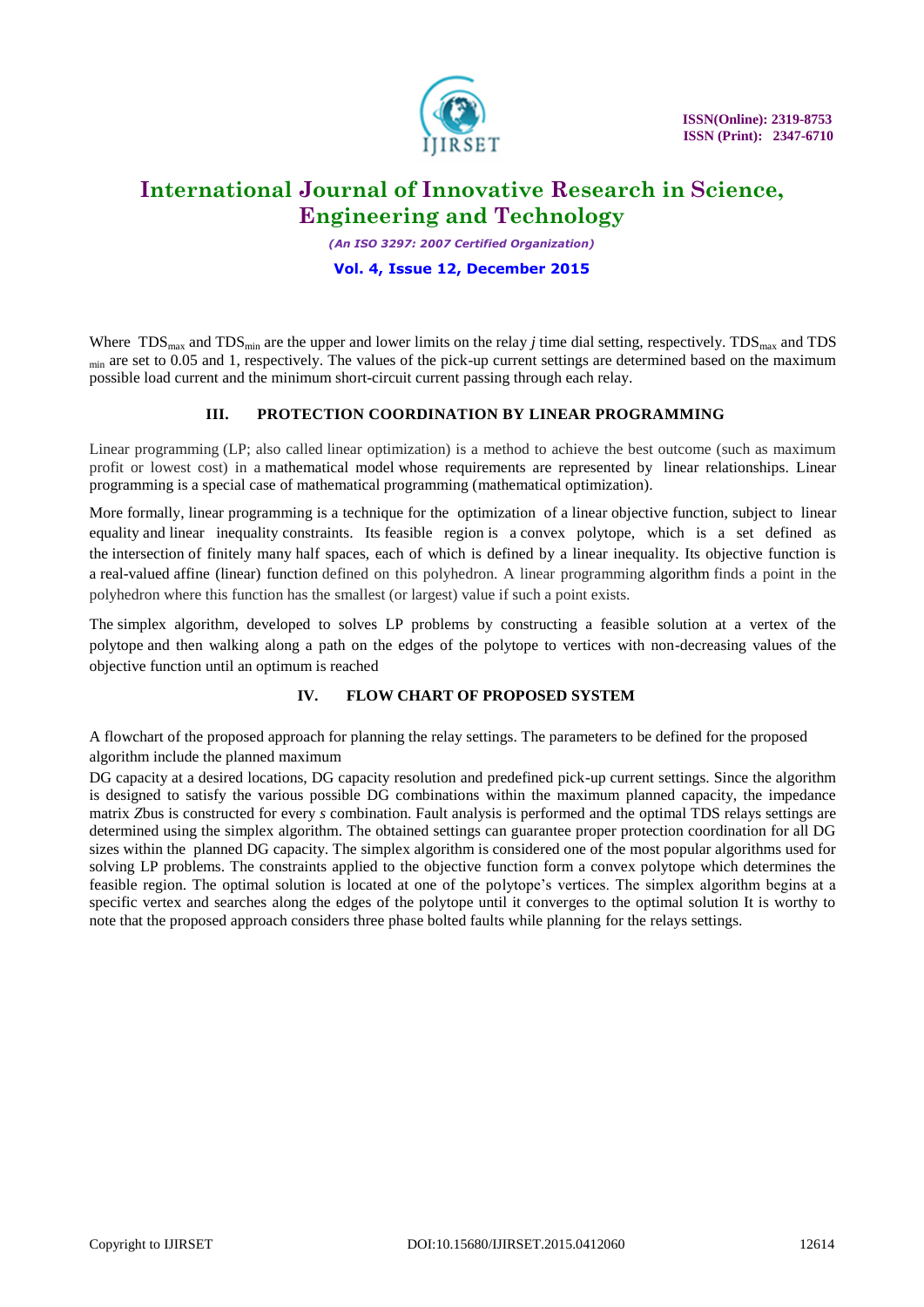Where $TDS_{max}$ and $TDS_{min}$ are the upper and lower limits on the relay *j* time dial setting, respectively. $TDS_{max}$ and $TDS_{min}$ are set to 0.05 and 1, respectively. The values of the pick-up current settings are determined based on the maximum possible load current and the minimum short-circuit current passing through each relay.

## III. PROTECTION COORDINATION BY LINEAR PROGRAMMING

Linear programming (LP; also called linear optimization) is a method to achieve the best outcome (such as maximum profit or lowest cost) in a mathematical model whose requirements are represented by linear relationships. Linear programming is a special case of mathematical programming (mathematical optimization).

More formally, linear programming is a technique for the optimization of a linear objective function, subject to linear equality and linear inequality constraints. Its feasible region is a convex polytope, which is a set defined as the intersection of finitely many half spaces, each of which is defined by a linear inequality. Its objective function is a real-valued affine (linear) function defined on this polyhedron. A linear programming algorithm finds a point in the polyhedron where this function has the smallest (or largest) value if such a point exists.

The simplex algorithm, developed to solves LP problems by constructing a feasible solution at a vertex of the polytope and then walking along a path on the edges of the polytope to vertices with non-decreasing values of the objective function until an optimum is reached

## IV. FLOW CHART OF PROPOSED SYSTEM

A flowchart of the proposed approach for planning the relay settings. The parameters to be defined for the proposed algorithm include the planned maximum

DG capacity at a desired locations, DG capacity resolution and predefined pick-up current settings. Since the algorithm is designed to satisfy the various possible DG combinations within the maximum planned capacity, the impedance matrix *Z*bus is constructed for every *s* combination. Fault analysis is performed and the optimal TDS relays settings are determined using the simplex algorithm. The obtained settings can guarantee proper protection coordination for all DG sizes within the planned DG capacity. The simplex algorithm is considered one of the most popular algorithms used for solving LP problems. The constraints applied to the objective function form a convex polytope which determines the feasible region. The optimal solution is located at one of the polytope's vertices. The simplex algorithm begins at a specific vertex and searches along the edges of the polytope until it converges to the optimal solution It is worthy to note that the proposed approach considers three phase bolted faults while planning for the relays settings.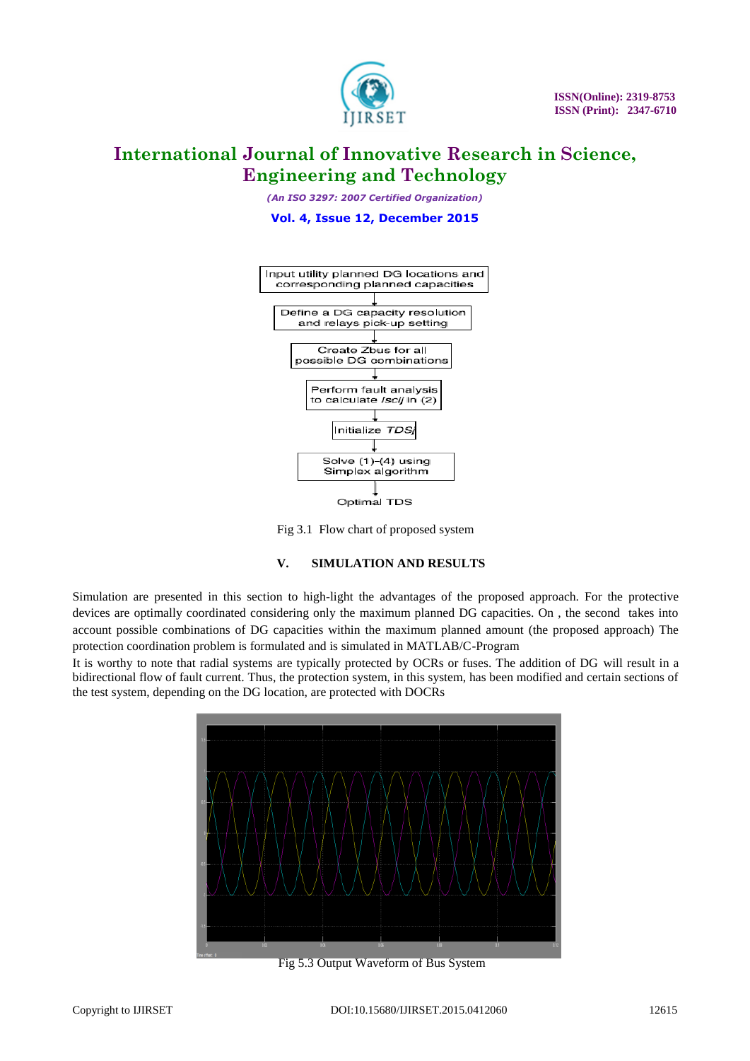Input utility planned DG locations and corresponding planned capacities

↓

Define a DG capacity resolution and relays pick-up setting

↓

Create Zbus for all possible DG combinations

↓

Perform fault analysis to calculate *Iscij* in (2)

↓

Initialize *TDSj*

↓

Solve (1)-(4) using Simplex algorithm

↓

Optimal TDS

Fig 3.1 Flow chart of proposed system

## V. SIMULATION AND RESULTS

Simulation are presented in this section to high-light the advantages of the proposed approach. For the protective devices are optimally coordinated considering only the maximum planned DG capacities. On , the second takes into account possible combinations of DG capacities within the maximum planned amount (the proposed approach) The protection coordination problem is formulated and is simulated in MATLAB/C-Program

It is worthy to note that radial systems are typically protected by OCRs or fuses. The addition of DG will result in a bidirectional flow of fault current. Thus, the protection system, in this system, has been modified and certain sections of the test system, depending on the DG location, are protected with DOCRs

Fig 5.3 Output Waveform of Bus System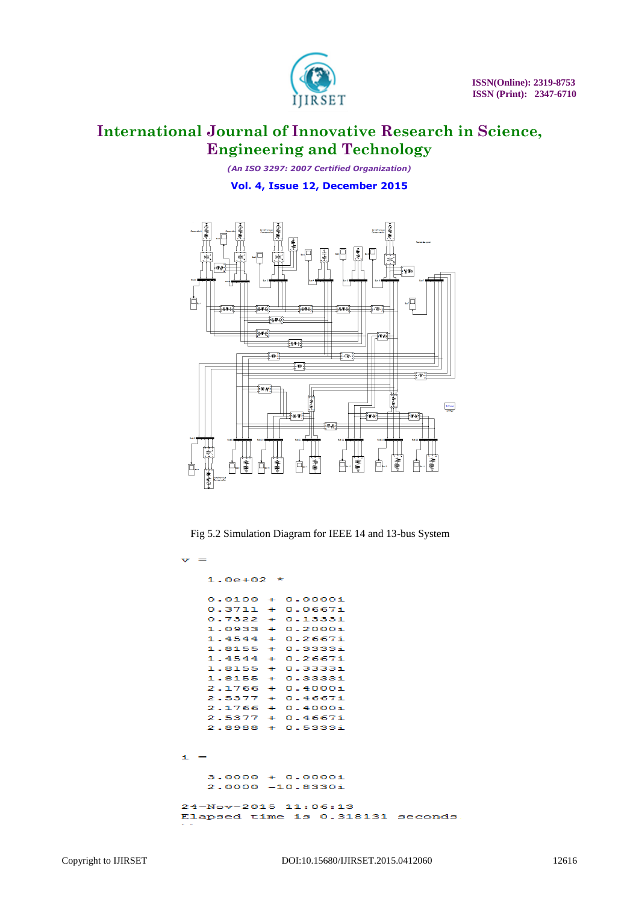Fig 5.2 Simulation Diagram for IEEE 14 and 13-bus System

```
v =

   1.0e+02  *

   0.0100 + 0.0000i
   0.3711 + 0.0667i
   0.7322 + 0.1333i
   1.0933 + 0.2000i
   1.4544 + 0.2667i
   1.8155 + 0.3333i
   1.4544 + 0.2667i
   1.8155 + 0.3333i
   1.8155 + 0.3333i
   2.1766 + 0.4000i
   2.5377 + 0.4667i
   2.1766 + 0.4000i
   2.5377 + 0.4667i
   2.8988 + 0.5333i


i =

   3.0000 + 0.0000i
   2.0000 -10.8330i

24-Nov-2015 11:06:13
Elapsed time is 0.318131 seconds
```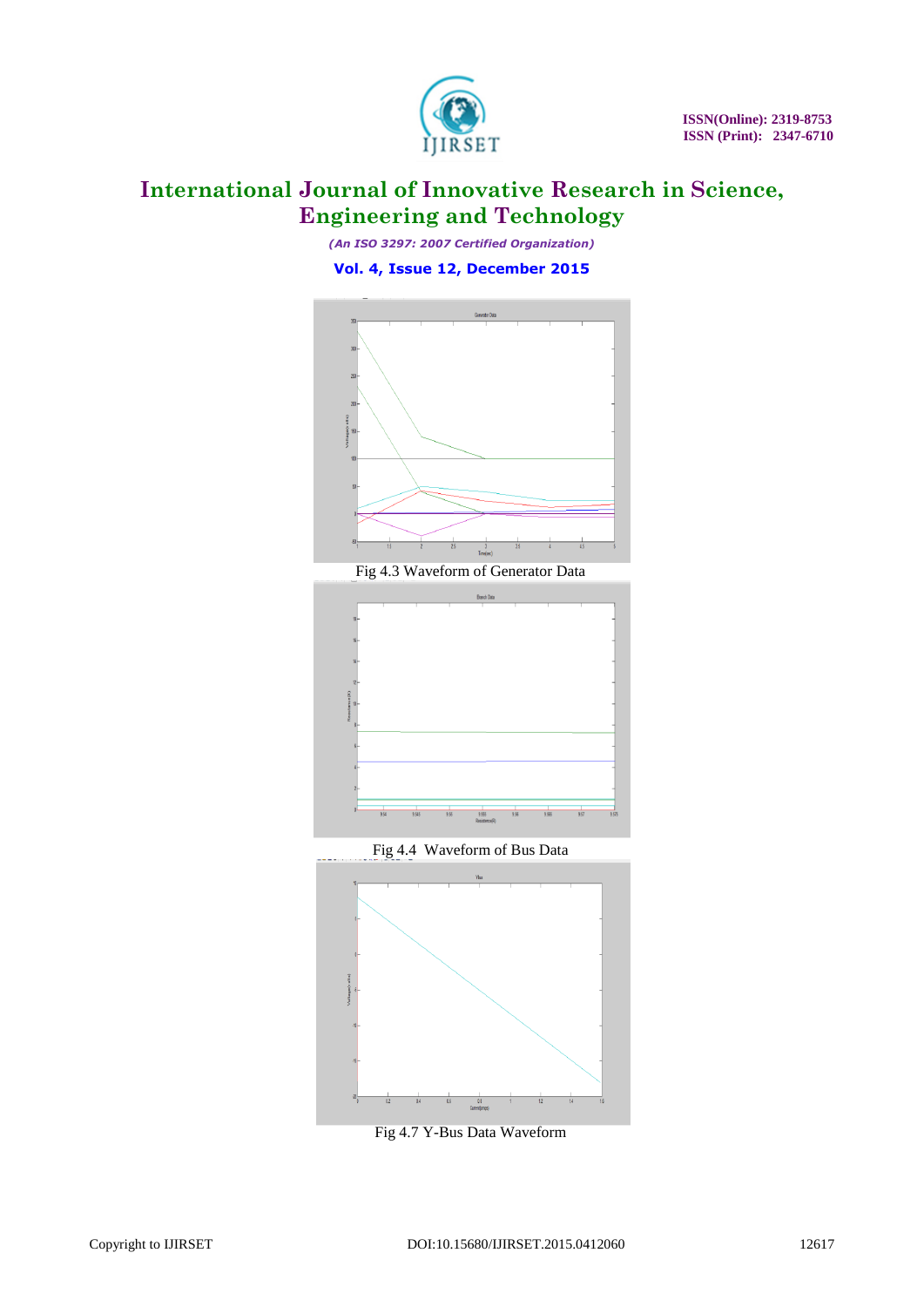Fig 4.3 Waveform of Generator Data

Fig 4.4  Waveform of Bus Data

Fig 4.7 Y-Bus Data Waveform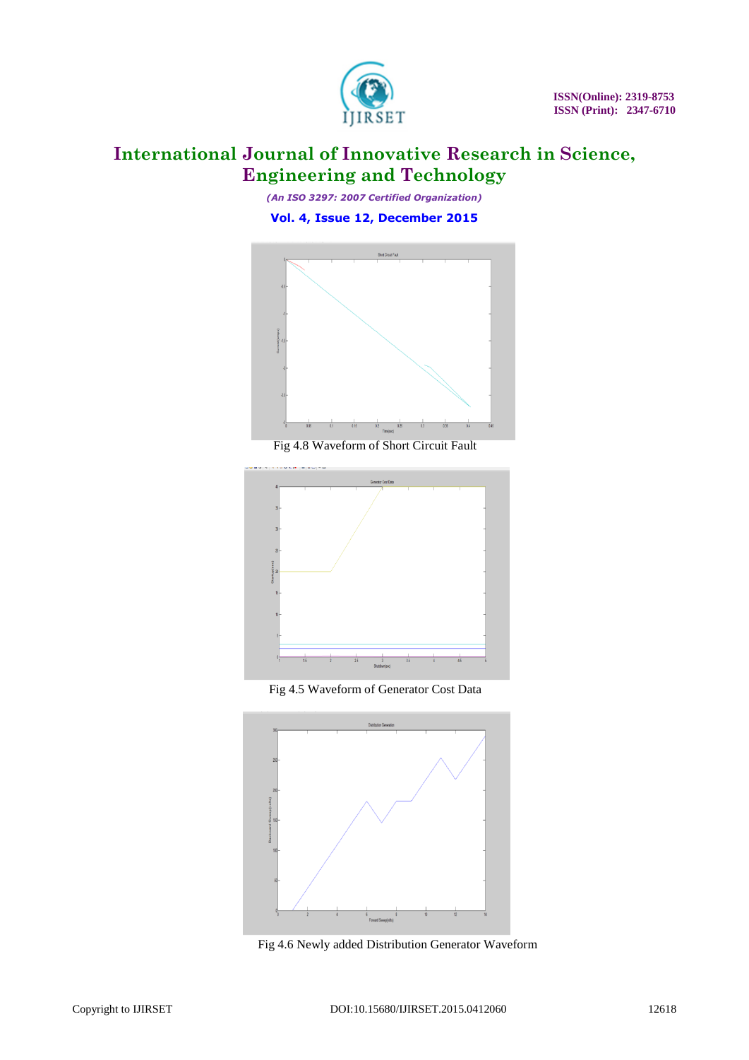Fig 4.8 Waveform of Short Circuit Fault

Fig 4.5 Waveform of Generator Cost Data

Fig 4.6 Newly added Distribution Generator Waveform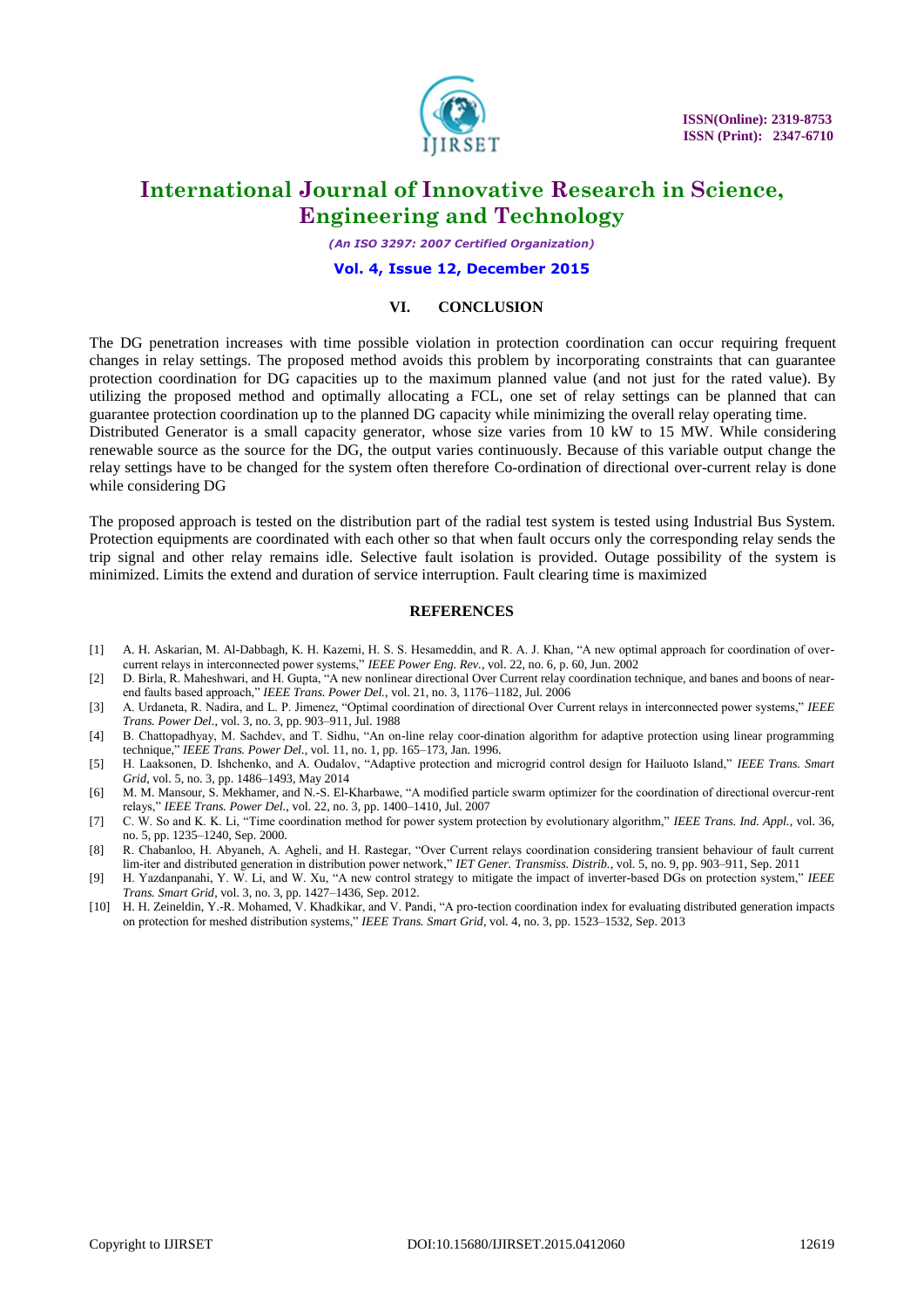## VI. CONCLUSION

The DG penetration increases with time possible violation in protection coordination can occur requiring frequent changes in relay settings. The proposed method avoids this problem by incorporating constraints that can guarantee protection coordination for DG capacities up to the maximum planned value (and not just for the rated value). By utilizing the proposed method and optimally allocating a FCL, one set of relay settings can be planned that can guarantee protection coordination up to the planned DG capacity while minimizing the overall relay operating time.
Distributed Generator is a small capacity generator, whose size varies from 10 kW to 15 MW. While considering renewable source as the source for the DG, the output varies continuously. Because of this variable output change the relay settings have to be changed for the system often therefore Co-ordination of directional over-current relay is done while considering DG

The proposed approach is tested on the distribution part of the radial test system is tested using Industrial Bus System. Protection equipments are coordinated with each other so that when fault occurs only the corresponding relay sends the trip signal and other relay remains idle. Selective fault isolation is provided. Outage possibility of the system is minimized. Limits the extend and duration of service interruption. Fault clearing time is maximized

## REFERENCES

[1] A. H. Askarian, M. Al-Dabbagh, K. H. Kazemi, H. S. S. Hesameddin, and R. A. J. Khan, "A new optimal approach for coordination of over-current relays in interconnected power systems," *IEEE Power Eng. Rev.*, vol. 22, no. 6, p. 60, Jun. 2002

[2] D. Birla, R. Maheshwari, and H. Gupta, "A new nonlinear directional Over Current relay coordination technique, and banes and boons of near-end faults based approach," *IEEE Trans. Power Del.*, vol. 21, no. 3, 1176–1182, Jul. 2006

[3] A. Urdaneta, R. Nadira, and L. P. Jimenez, "Optimal coordination of directional Over Current relays in interconnected power systems," *IEEE Trans. Power Del.*, vol. 3, no. 3, pp. 903–911, Jul. 1988

[4] B. Chattopadhyay, M. Sachdev, and T. Sidhu, "An on-line relay coor-dination algorithm for adaptive protection using linear programming technique," *IEEE Trans. Power Del.*, vol. 11, no. 1, pp. 165–173, Jan. 1996.

[5] H. Laaksonen, D. Ishchenko, and A. Oudalov, "Adaptive protection and microgrid control design for Hailuoto Island," *IEEE Trans. Smart Grid*, vol. 5, no. 3, pp. 1486–1493, May 2014

[6] M. M. Mansour, S. Mekhamer, and N.-S. El-Kharbawe, "A modified particle swarm optimizer for the coordination of directional overcur-rent relays," *IEEE Trans. Power Del.*, vol. 22, no. 3, pp. 1400–1410, Jul. 2007

[7] C. W. So and K. K. Li, "Time coordination method for power system protection by evolutionary algorithm," *IEEE Trans. Ind. Appl.*, vol. 36, no. 5, pp. 1235–1240, Sep. 2000.

[8] R. Chabanloo, H. Abyaneh, A. Agheli, and H. Rastegar, "Over Current relays coordination considering transient behaviour of fault current lim-iter and distributed generation in distribution power network," *IET Gener. Transmiss. Distrib.*, vol. 5, no. 9, pp. 903–911, Sep. 2011

[9] H. Yazdanpanahi, Y. W. Li, and W. Xu, "A new control strategy to mitigate the impact of inverter-based DGs on protection system," *IEEE Trans. Smart Grid*, vol. 3, no. 3, pp. 1427–1436, Sep. 2012.

[10] H. H. Zeineldin, Y.-R. Mohamed, V. Khadkikar, and V. Pandi, "A pro-tection coordination index for evaluating distributed generation impacts on protection for meshed distribution systems," *IEEE Trans. Smart Grid*, vol. 4, no. 3, pp. 1523–1532, Sep. 2013